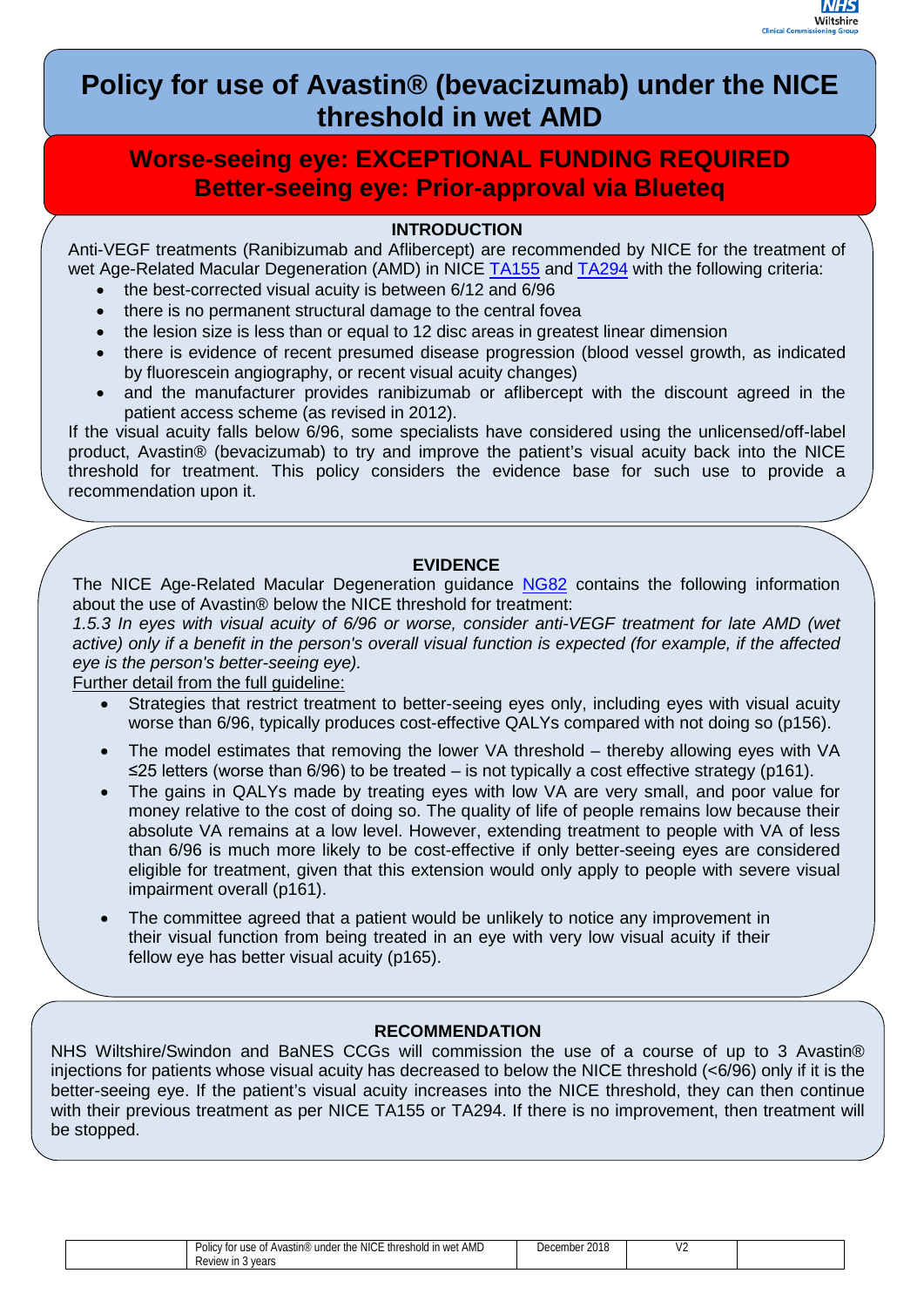# Policy for use of Avastin® (bevacizumab) under the NICE threshold in wet AMD

## Worse-seeing eye: EXCEPTIONAL FUNDING REQUIRED
## Better-seeing eye: Prior-approval via Blueteq

### INTRODUCTION

Anti-VEGF treatments (Ranibizumab and Aflibercept) are recommended by NICE for the treatment of wet Age-Related Macular Degeneration (AMD) in NICE TA155 and TA294 with the following criteria:

- the best-corrected visual acuity is between 6/12 and 6/96
- there is no permanent structural damage to the central fovea
- the lesion size is less than or equal to 12 disc areas in greatest linear dimension
- there is evidence of recent presumed disease progression (blood vessel growth, as indicated by fluorescein angiography, or recent visual acuity changes)
- and the manufacturer provides ranibizumab or aflibercept with the discount agreed in the patient access scheme (as revised in 2012).

If the visual acuity falls below 6/96, some specialists have considered using the unlicensed/off-label product, Avastin® (bevacizumab) to try and improve the patient's visual acuity back into the NICE threshold for treatment. This policy considers the evidence base for such use to provide a recommendation upon it.

### EVIDENCE

The NICE Age-Related Macular Degeneration guidance NG82 contains the following information about the use of Avastin® below the NICE threshold for treatment:

*1.5.3 In eyes with visual acuity of 6/96 or worse, consider anti-VEGF treatment for late AMD (wet active) only if a benefit in the person's overall visual function is expected (for example, if the affected eye is the person's better-seeing eye).*

Further detail from the full guideline:

- Strategies that restrict treatment to better-seeing eyes only, including eyes with visual acuity worse than 6/96, typically produces cost-effective QALYs compared with not doing so (p156).
- The model estimates that removing the lower VA threshold – thereby allowing eyes with VA ≤25 letters (worse than 6/96) to be treated – is not typically a cost effective strategy (p161).
- The gains in QALYs made by treating eyes with low VA are very small, and poor value for money relative to the cost of doing so. The quality of life of people remains low because their absolute VA remains at a low level. However, extending treatment to people with VA of less than 6/96 is much more likely to be cost-effective if only better-seeing eyes are considered eligible for treatment, given that this extension would only apply to people with severe visual impairment overall (p161).
- The committee agreed that a patient would be unlikely to notice any improvement in their visual function from being treated in an eye with very low visual acuity if their fellow eye has better visual acuity (p165).

### RECOMMENDATION

NHS Wiltshire/Swindon and BaNES CCGs will commission the use of a course of up to 3 Avastin® injections for patients whose visual acuity has decreased to below the NICE threshold (<6/96) only if it is the better-seeing eye. If the patient's visual acuity increases into the NICE threshold, they can then continue with their previous treatment as per NICE TA155 or TA294. If there is no improvement, then treatment will be stopped.

|  | Policy for use of Avastin® under the NICE threshold in wet AMD<br>Review in 3 years | December 2018 | V2 |  |
|---|---|---|---|---|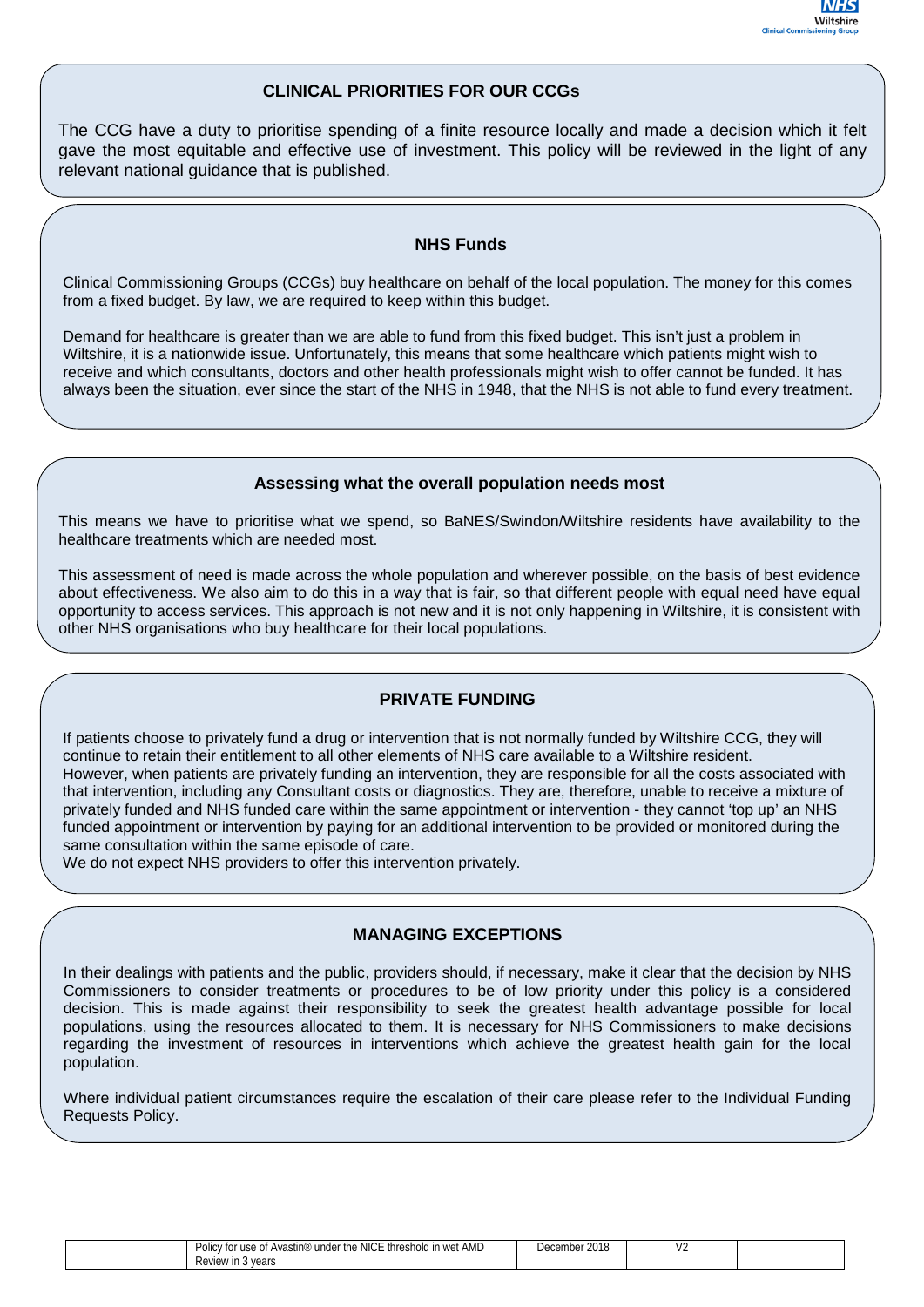## CLINICAL PRIORITIES FOR OUR CCGs

The CCG have a duty to prioritise spending of a finite resource locally and made a decision which it felt gave the most equitable and effective use of investment. This policy will be reviewed in the light of any relevant national guidance that is published.

## NHS Funds

Clinical Commissioning Groups (CCGs) buy healthcare on behalf of the local population. The money for this comes from a fixed budget. By law, we are required to keep within this budget.

Demand for healthcare is greater than we are able to fund from this fixed budget. This isn't just a problem in Wiltshire, it is a nationwide issue. Unfortunately, this means that some healthcare which patients might wish to receive and which consultants, doctors and other health professionals might wish to offer cannot be funded. It has always been the situation, ever since the start of the NHS in 1948, that the NHS is not able to fund every treatment.

## Assessing what the overall population needs most

This means we have to prioritise what we spend, so BaNES/Swindon/Wiltshire residents have availability to the healthcare treatments which are needed most.

This assessment of need is made across the whole population and wherever possible, on the basis of best evidence about effectiveness. We also aim to do this in a way that is fair, so that different people with equal need have equal opportunity to access services. This approach is not new and it is not only happening in Wiltshire, it is consistent with other NHS organisations who buy healthcare for their local populations.

## PRIVATE FUNDING

If patients choose to privately fund a drug or intervention that is not normally funded by Wiltshire CCG, they will continue to retain their entitlement to all other elements of NHS care available to a Wiltshire resident.
However, when patients are privately funding an intervention, they are responsible for all the costs associated with that intervention, including any Consultant costs or diagnostics. They are, therefore, unable to receive a mixture of privately funded and NHS funded care within the same appointment or intervention - they cannot 'top up' an NHS funded appointment or intervention by paying for an additional intervention to be provided or monitored during the same consultation within the same episode of care.
We do not expect NHS providers to offer this intervention privately.

## MANAGING EXCEPTIONS

In their dealings with patients and the public, providers should, if necessary, make it clear that the decision by NHS Commissioners to consider treatments or procedures to be of low priority under this policy is a considered decision. This is made against their responsibility to seek the greatest health advantage possible for local populations, using the resources allocated to them. It is necessary for NHS Commissioners to make decisions regarding the investment of resources in interventions which achieve the greatest health gain for the local population.

Where individual patient circumstances require the escalation of their care please refer to the Individual Funding Requests Policy.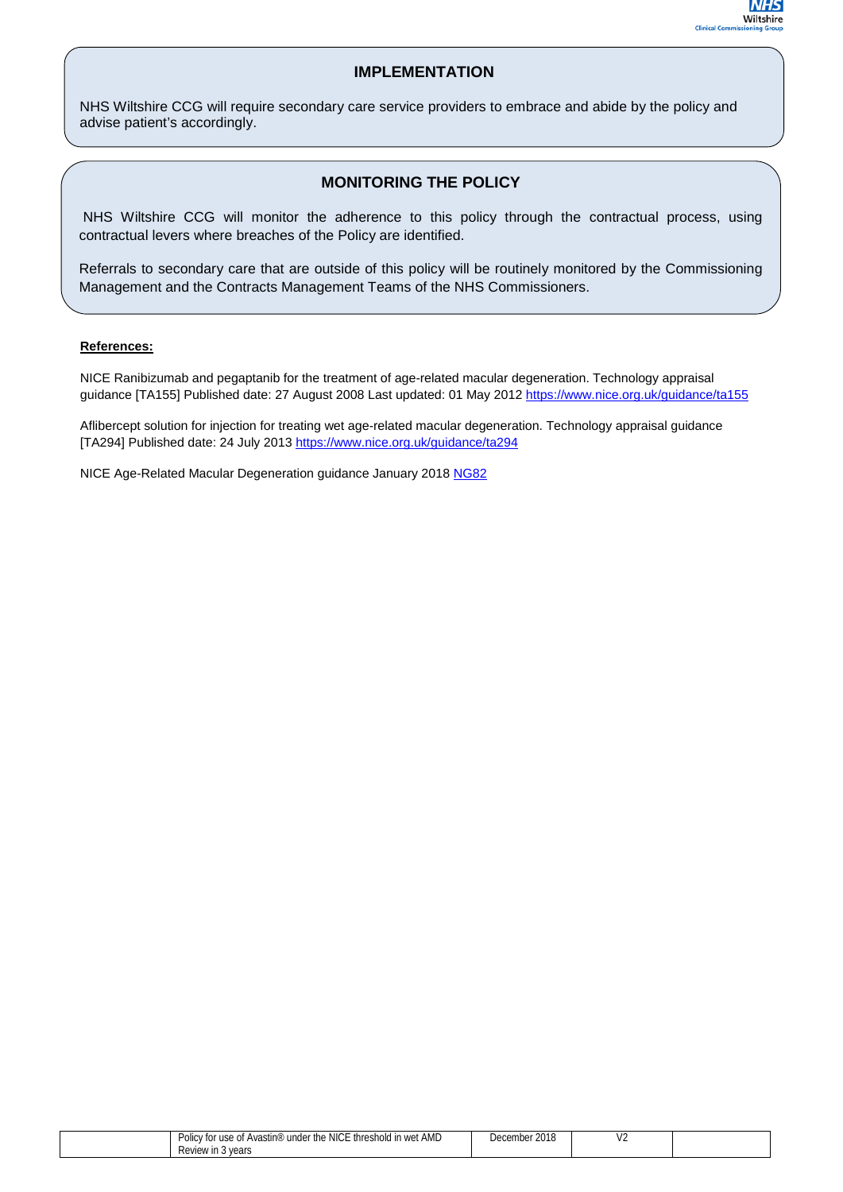## IMPLEMENTATION

NHS Wiltshire CCG will require secondary care service providers to embrace and abide by the policy and advise patient's accordingly.

## MONITORING THE POLICY

NHS Wiltshire CCG will monitor the adherence to this policy through the contractual process, using contractual levers where breaches of the Policy are identified.

Referrals to secondary care that are outside of this policy will be routinely monitored by the Commissioning Management and the Contracts Management Teams of the NHS Commissioners.

**References:**

NICE Ranibizumab and pegaptanib for the treatment of age-related macular degeneration. Technology appraisal guidance [TA155] Published date: 27 August 2008 Last updated: 01 May 2012 https://www.nice.org.uk/guidance/ta155

Aflibercept solution for injection for treating wet age-related macular degeneration. Technology appraisal guidance [TA294] Published date: 24 July 2013 https://www.nice.org.uk/guidance/ta294

NICE Age-Related Macular Degeneration guidance January 2018 NG82